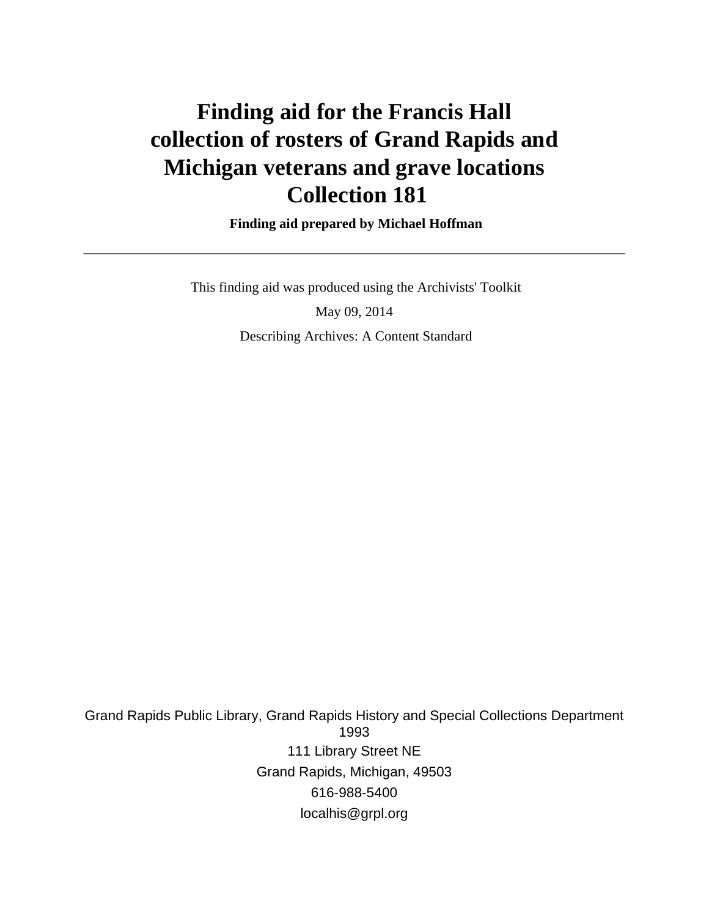# Finding aid for the Francis Hall collection of rosters of Grand Rapids and Michigan veterans and grave locations Collection 181

**Finding aid prepared by Michael Hoffman**

---

This finding aid was produced using the Archivists' Toolkit

May 09, 2014

Describing Archives: A Content Standard

Grand Rapids Public Library, Grand Rapids History and Special Collections Department
1993
111 Library Street NE
Grand Rapids, Michigan, 49503
616-988-5400
localhis@grpl.org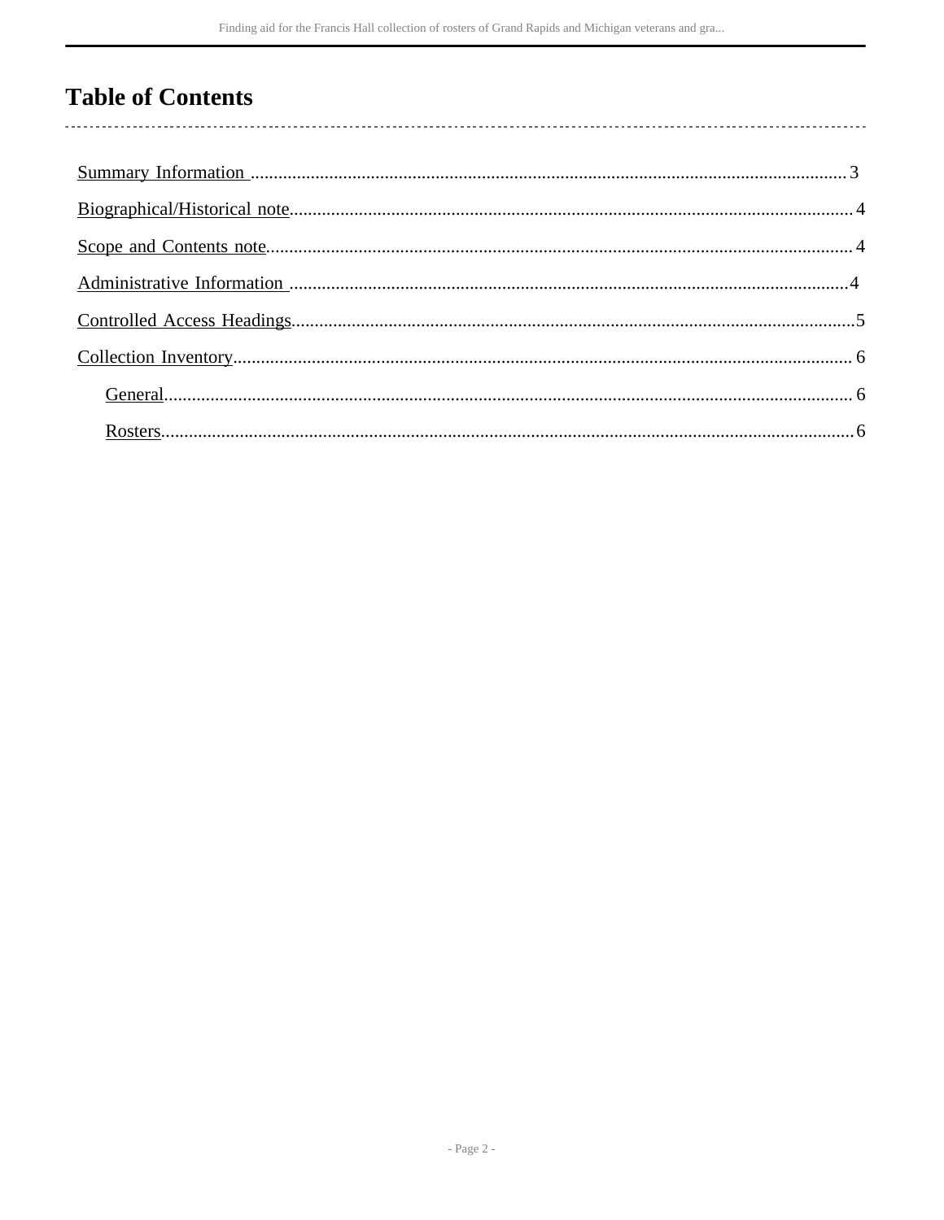# Table of Contents

Summary Information ........ 3

Biographical/Historical note ........ 4

Scope and Contents note ........ 4

Administrative Information ........ 4

Controlled Access Headings ........ 5

Collection Inventory ........ 6

- General ........ 6
- Rosters ........ 6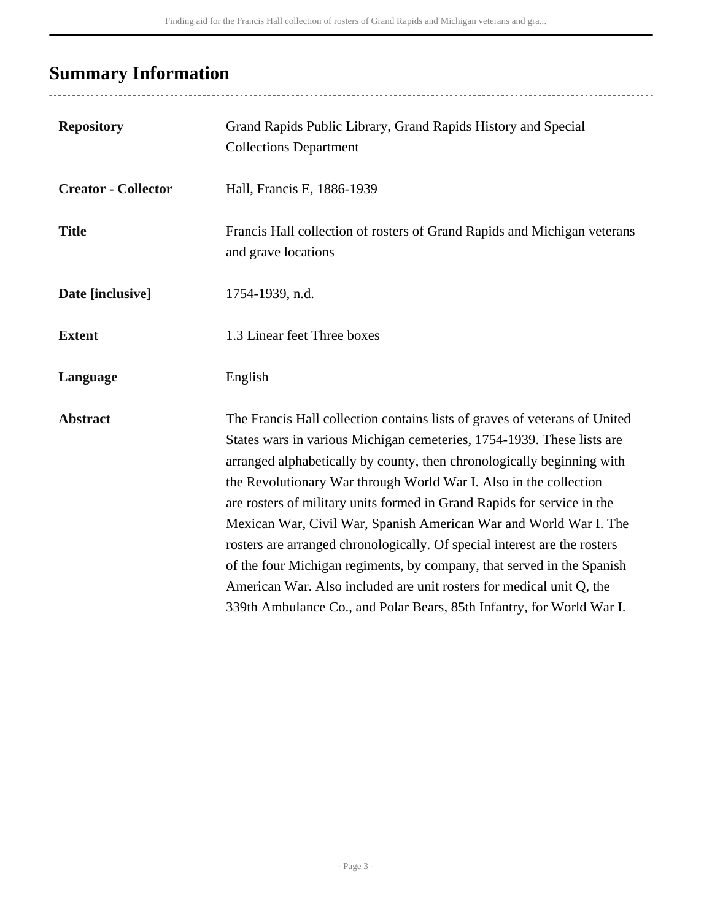## Summary Information

| | |
|---|---|
| **Repository** | Grand Rapids Public Library, Grand Rapids History and Special Collections Department |
| **Creator - Collector** | Hall, Francis E, 1886-1939 |
| **Title** | Francis Hall collection of rosters of Grand Rapids and Michigan veterans and grave locations |
| **Date [inclusive]** | 1754-1939, n.d. |
| **Extent** | 1.3 Linear feet Three boxes |
| **Language** | English |
| **Abstract** | The Francis Hall collection contains lists of graves of veterans of United States wars in various Michigan cemeteries, 1754-1939. These lists are arranged alphabetically by county, then chronologically beginning with the Revolutionary War through World War I. Also in the collection are rosters of military units formed in Grand Rapids for service in the Mexican War, Civil War, Spanish American War and World War I. The rosters are arranged chronologically. Of special interest are the rosters of the four Michigan regiments, by company, that served in the Spanish American War. Also included are unit rosters for medical unit Q, the 339th Ambulance Co., and Polar Bears, 85th Infantry, for World War I. |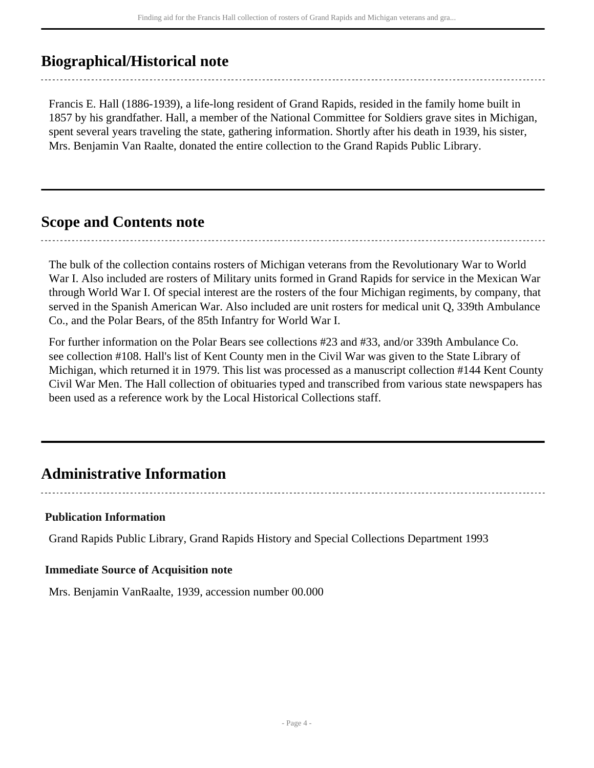## Biographical/Historical note

Francis E. Hall (1886-1939), a life-long resident of Grand Rapids, resided in the family home built in 1857 by his grandfather. Hall, a member of the National Committee for Soldiers grave sites in Michigan, spent several years traveling the state, gathering information. Shortly after his death in 1939, his sister, Mrs. Benjamin Van Raalte, donated the entire collection to the Grand Rapids Public Library.

## Scope and Contents note

The bulk of the collection contains rosters of Michigan veterans from the Revolutionary War to World War I. Also included are rosters of Military units formed in Grand Rapids for service in the Mexican War through World War I. Of special interest are the rosters of the four Michigan regiments, by company, that served in the Spanish American War. Also included are unit rosters for medical unit Q, 339th Ambulance Co., and the Polar Bears, of the 85th Infantry for World War I.

For further information on the Polar Bears see collections #23 and #33, and/or 339th Ambulance Co. see collection #108. Hall's list of Kent County men in the Civil War was given to the State Library of Michigan, which returned it in 1979. This list was processed as a manuscript collection #144 Kent County Civil War Men. The Hall collection of obituaries typed and transcribed from various state newspapers has been used as a reference work by the Local Historical Collections staff.

## Administrative Information

### Publication Information

Grand Rapids Public Library, Grand Rapids History and Special Collections Department 1993

### Immediate Source of Acquisition note

Mrs. Benjamin VanRaalte, 1939, accession number 00.000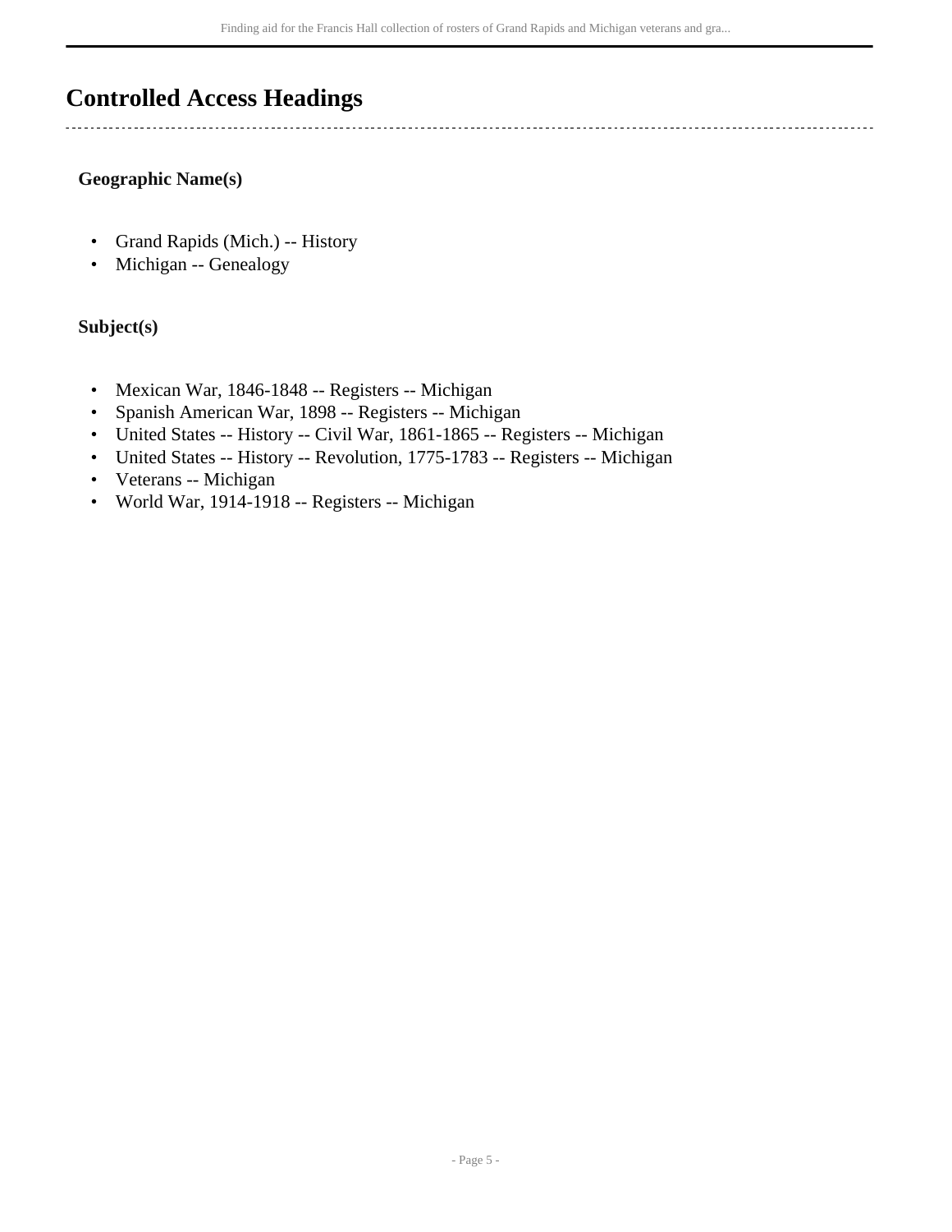## Controlled Access Headings

### Geographic Name(s)

- Grand Rapids (Mich.) -- History
- Michigan -- Genealogy

### Subject(s)

- Mexican War, 1846-1848 -- Registers -- Michigan
- Spanish American War, 1898 -- Registers -- Michigan
- United States -- History -- Civil War, 1861-1865 -- Registers -- Michigan
- United States -- History -- Revolution, 1775-1783 -- Registers -- Michigan
- Veterans -- Michigan
- World War, 1914-1918 -- Registers -- Michigan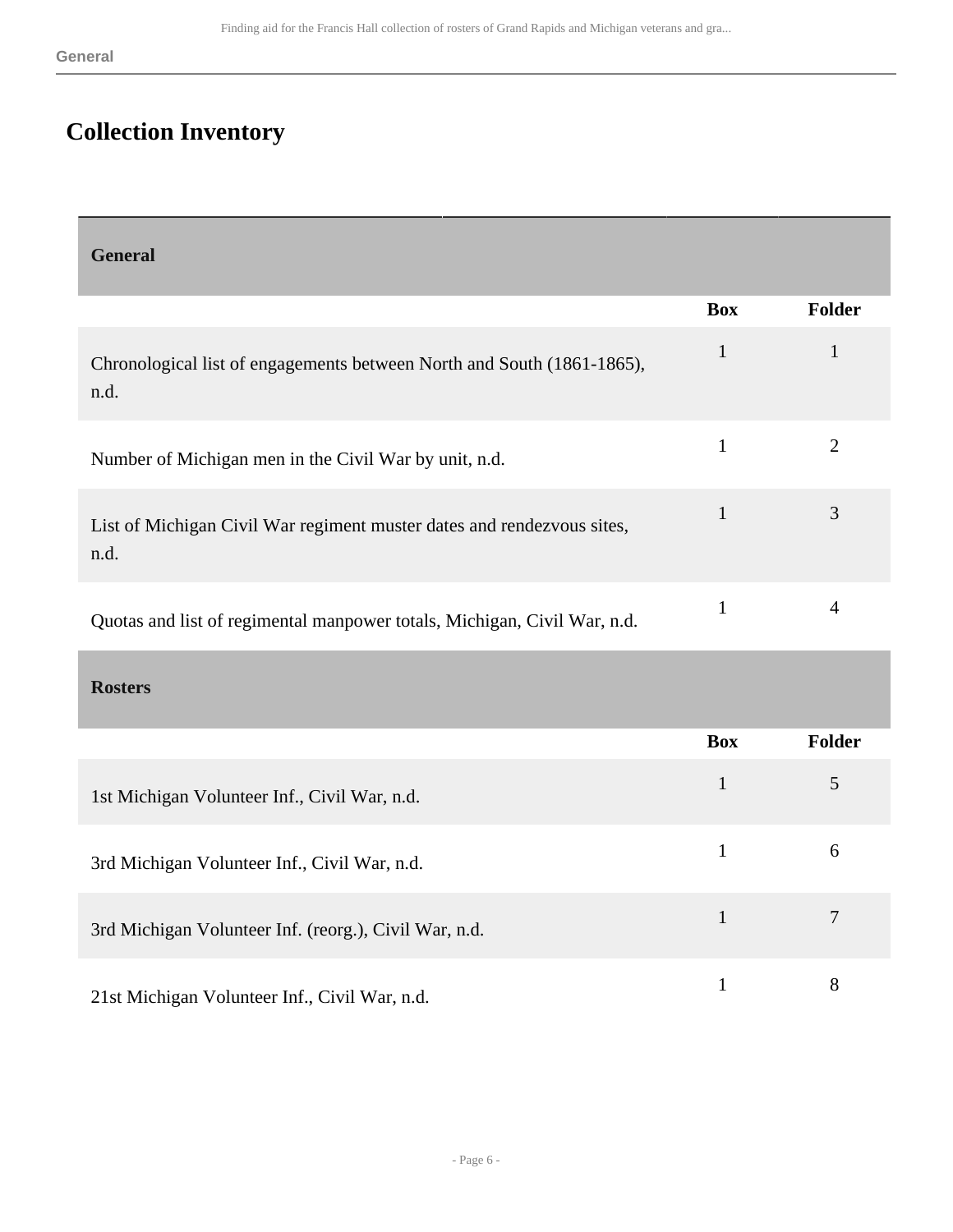# Collection Inventory

| General | Box | Folder |
|---|---|---|
| Chronological list of engagements between North and South (1861-1865), n.d. | 1 | 1 |
| Number of Michigan men in the Civil War by unit, n.d. | 1 | 2 |
| List of Michigan Civil War regiment muster dates and rendezvous sites, n.d. | 1 | 3 |
| Quotas and list of regimental manpower totals, Michigan, Civil War, n.d. | 1 | 4 |

| Rosters | Box | Folder |
|---|---|---|
| 1st Michigan Volunteer Inf., Civil War, n.d. | 1 | 5 |
| 3rd Michigan Volunteer Inf., Civil War, n.d. | 1 | 6 |
| 3rd Michigan Volunteer Inf. (reorg.), Civil War, n.d. | 1 | 7 |
| 21st Michigan Volunteer Inf., Civil War, n.d. | 1 | 8 |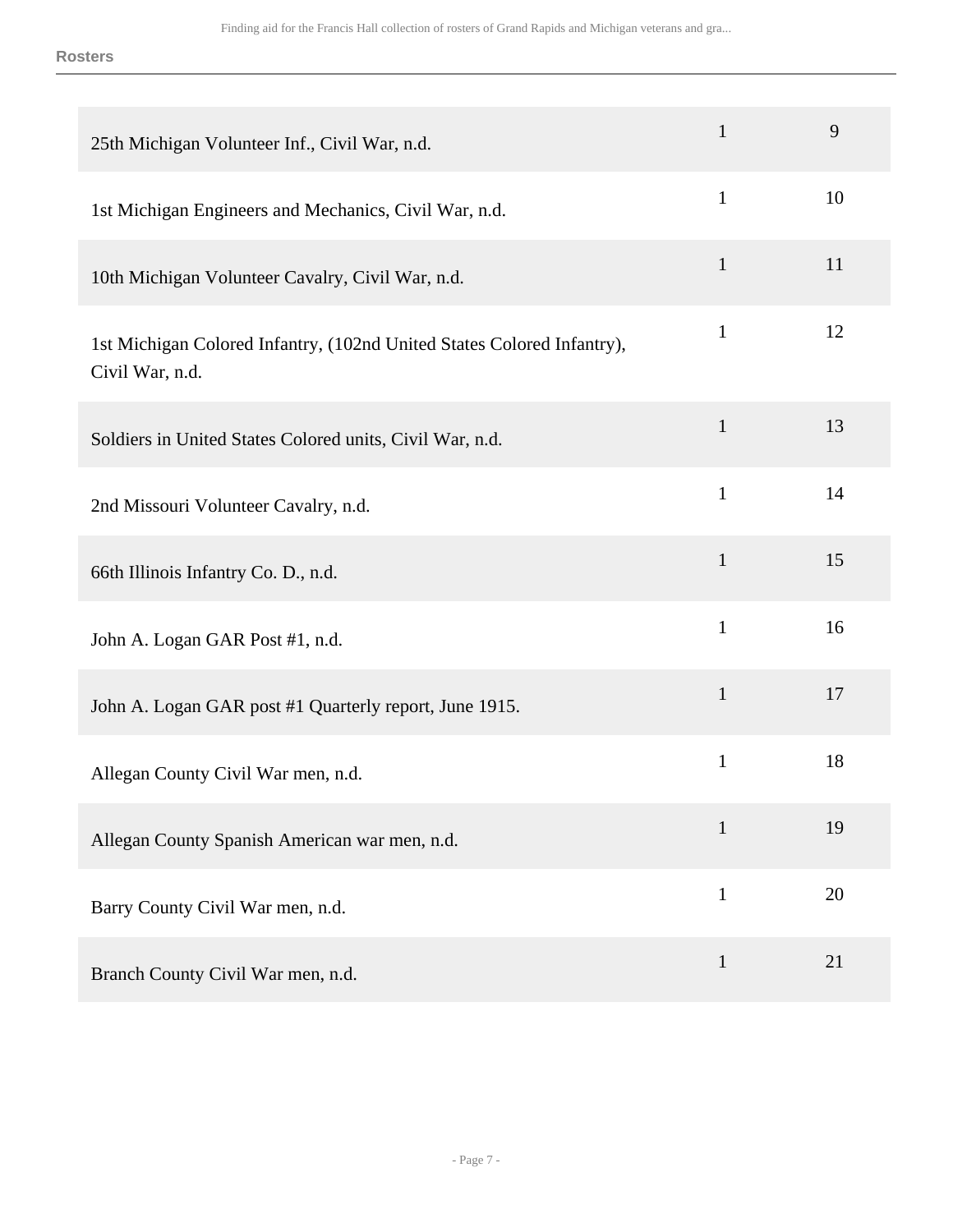**Rosters**

| | | |
|---|---|---|
| 25th Michigan Volunteer Inf., Civil War, n.d. | 1 | 9 |
| 1st Michigan Engineers and Mechanics, Civil War, n.d. | 1 | 10 |
| 10th Michigan Volunteer Cavalry, Civil War, n.d. | 1 | 11 |
| 1st Michigan Colored Infantry, (102nd United States Colored Infantry), Civil War, n.d. | 1 | 12 |
| Soldiers in United States Colored units, Civil War, n.d. | 1 | 13 |
| 2nd Missouri Volunteer Cavalry, n.d. | 1 | 14 |
| 66th Illinois Infantry Co. D., n.d. | 1 | 15 |
| John A. Logan GAR Post #1, n.d. | 1 | 16 |
| John A. Logan GAR post #1 Quarterly report, June 1915. | 1 | 17 |
| Allegan County Civil War men, n.d. | 1 | 18 |
| Allegan County Spanish American war men, n.d. | 1 | 19 |
| Barry County Civil War men, n.d. | 1 | 20 |
| Branch County Civil War men, n.d. | 1 | 21 |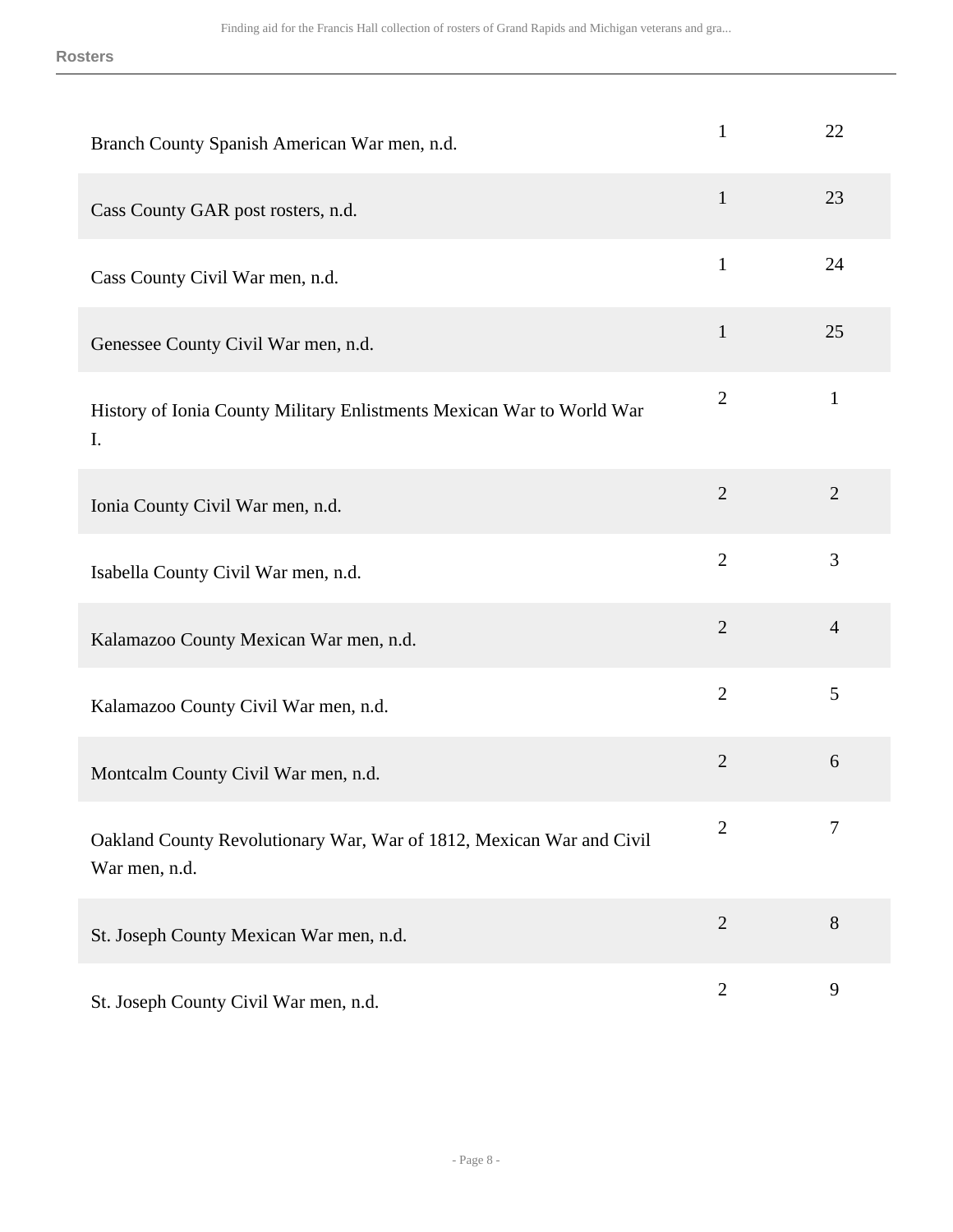**Rosters**

| | | |
|---|---|---|
| Branch County Spanish American War men, n.d. | 1 | 22 |
| Cass County GAR post rosters, n.d. | 1 | 23 |
| Cass County Civil War men, n.d. | 1 | 24 |
| Genessee County Civil War men, n.d. | 1 | 25 |
| History of Ionia County Military Enlistments Mexican War to World War I. | 2 | 1 |
| Ionia County Civil War men, n.d. | 2 | 2 |
| Isabella County Civil War men, n.d. | 2 | 3 |
| Kalamazoo County Mexican War men, n.d. | 2 | 4 |
| Kalamazoo County Civil War men, n.d. | 2 | 5 |
| Montcalm County Civil War men, n.d. | 2 | 6 |
| Oakland County Revolutionary War, War of 1812, Mexican War and Civil War men, n.d. | 2 | 7 |
| St. Joseph County Mexican War men, n.d. | 2 | 8 |
| St. Joseph County Civil War men, n.d. | 2 | 9 |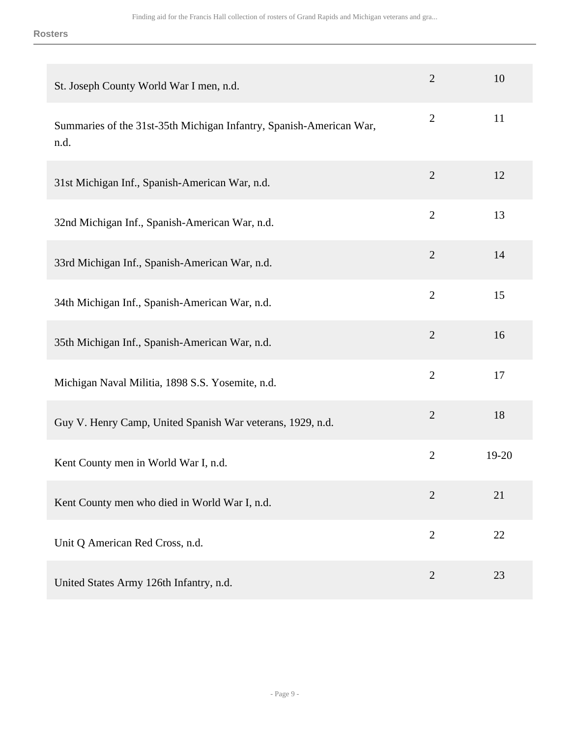Rosters

| | | |
|---|---|---|
| St. Joseph County World War I men, n.d. | 2 | 10 |
| Summaries of the 31st-35th Michigan Infantry, Spanish-American War, n.d. | 2 | 11 |
| 31st Michigan Inf., Spanish-American War, n.d. | 2 | 12 |
| 32nd Michigan Inf., Spanish-American War, n.d. | 2 | 13 |
| 33rd Michigan Inf., Spanish-American War, n.d. | 2 | 14 |
| 34th Michigan Inf., Spanish-American War, n.d. | 2 | 15 |
| 35th Michigan Inf., Spanish-American War, n.d. | 2 | 16 |
| Michigan Naval Militia, 1898 S.S. Yosemite, n.d. | 2 | 17 |
| Guy V. Henry Camp, United Spanish War veterans, 1929, n.d. | 2 | 18 |
| Kent County men in World War I, n.d. | 2 | 19-20 |
| Kent County men who died in World War I, n.d. | 2 | 21 |
| Unit Q American Red Cross, n.d. | 2 | 22 |
| United States Army 126th Infantry, n.d. | 2 | 23 |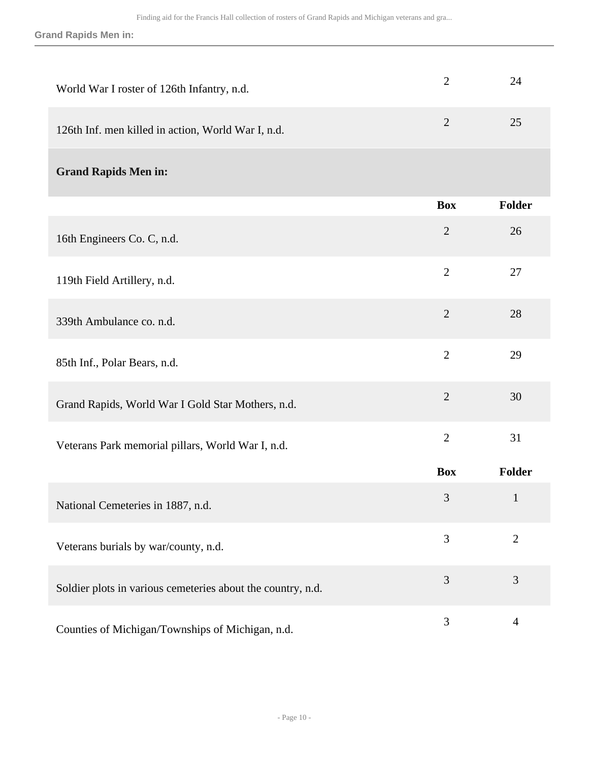| | Box | Folder |
|---|---|---|
| World War I roster of 126th Infantry, n.d. | 2 | 24 |
| 126th Inf. men killed in action, World War I, n.d. | 2 | 25 |

### Grand Rapids Men in:

| | Box | Folder |
|---|---|---|
| 16th Engineers Co. C, n.d. | 2 | 26 |
| 119th Field Artillery, n.d. | 2 | 27 |
| 339th Ambulance co. n.d. | 2 | 28 |
| 85th Inf., Polar Bears, n.d. | 2 | 29 |
| Grand Rapids, World War I Gold Star Mothers, n.d. | 2 | 30 |
| Veterans Park memorial pillars, World War I, n.d. | 2 | 31 |

| | Box | Folder |
|---|---|---|
| National Cemeteries in 1887, n.d. | 3 | 1 |
| Veterans burials by war/county, n.d. | 3 | 2 |
| Soldier plots in various cemeteries about the country, n.d. | 3 | 3 |
| Counties of Michigan/Townships of Michigan, n.d. | 3 | 4 |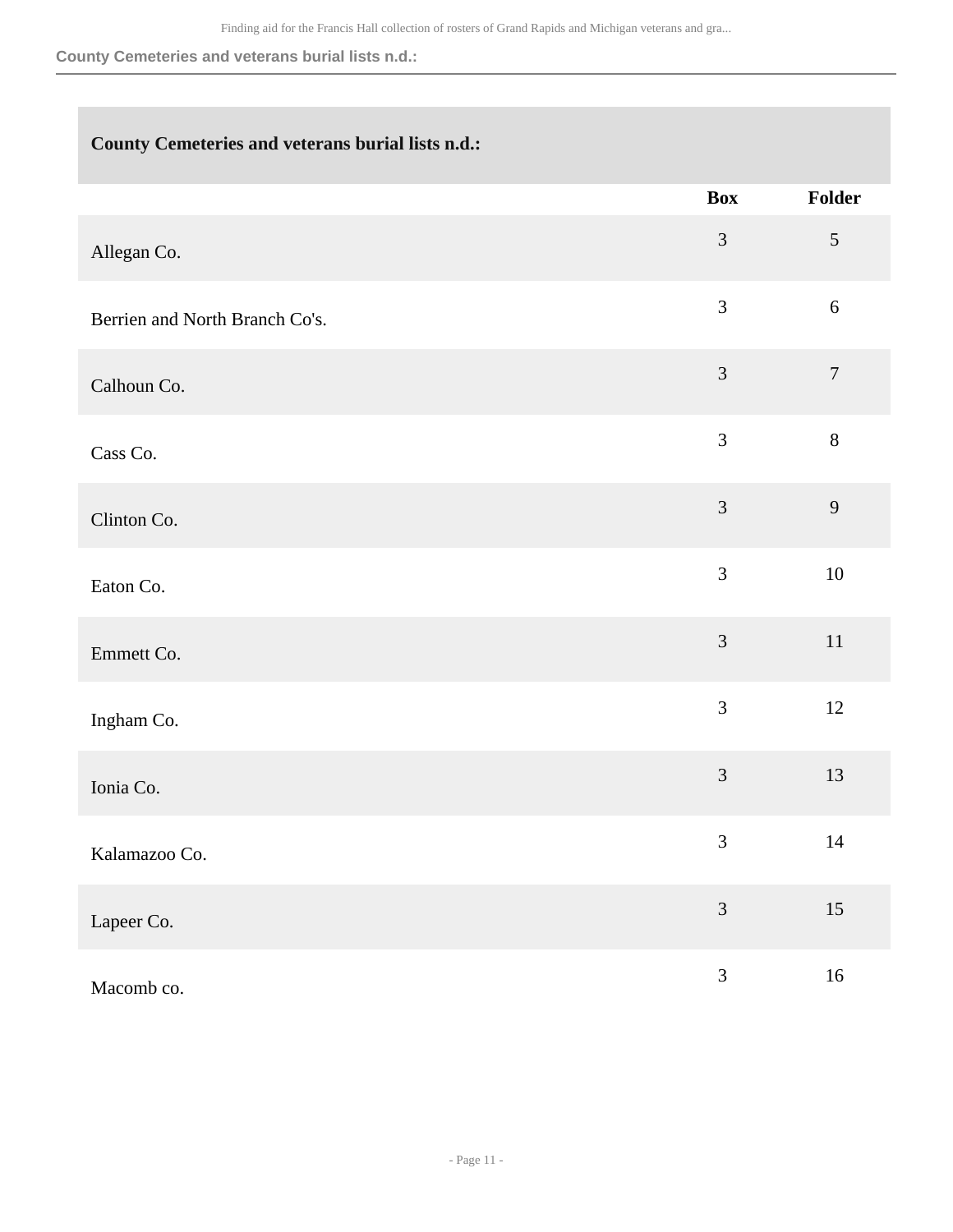## County Cemeteries and veterans burial lists n.d.:

| | Box | Folder |
|---|---|---|
| Allegan Co. | 3 | 5 |
| Berrien and North Branch Co's. | 3 | 6 |
| Calhoun Co. | 3 | 7 |
| Cass Co. | 3 | 8 |
| Clinton Co. | 3 | 9 |
| Eaton Co. | 3 | 10 |
| Emmett Co. | 3 | 11 |
| Ingham Co. | 3 | 12 |
| Ionia Co. | 3 | 13 |
| Kalamazoo Co. | 3 | 14 |
| Lapeer Co. | 3 | 15 |
| Macomb co. | 3 | 16 |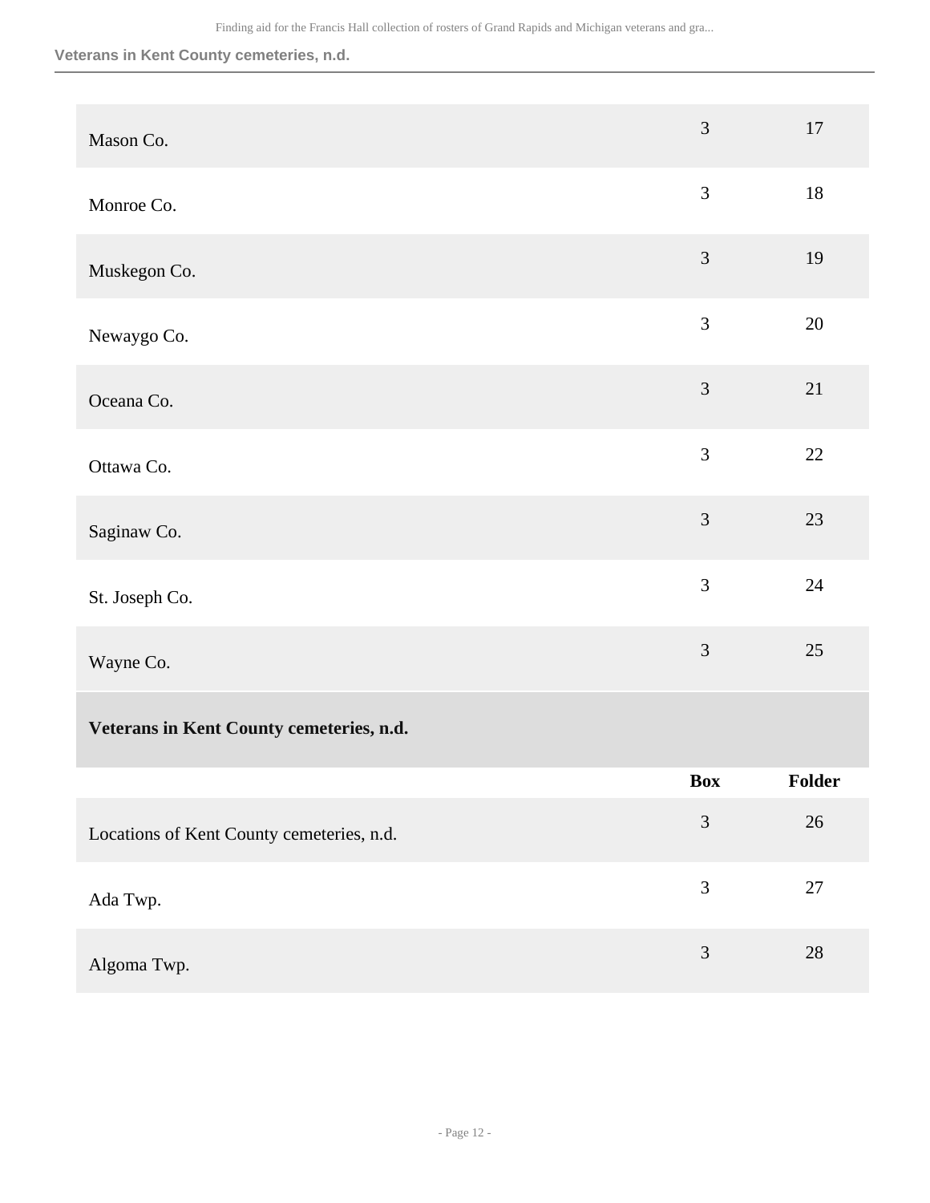| | | |
|---|---|---|
| Mason Co. | 3 | 17 |
| Monroe Co. | 3 | 18 |
| Muskegon Co. | 3 | 19 |
| Newaygo Co. | 3 | 20 |
| Oceana Co. | 3 | 21 |
| Ottawa Co. | 3 | 22 |
| Saginaw Co. | 3 | 23 |
| St. Joseph Co. | 3 | 24 |
| Wayne Co. | 3 | 25 |

### Veterans in Kent County cemeteries, n.d.

| | Box | Folder |
|---|---|---|
| Locations of Kent County cemeteries, n.d. | 3 | 26 |
| Ada Twp. | 3 | 27 |
| Algoma Twp. | 3 | 28 |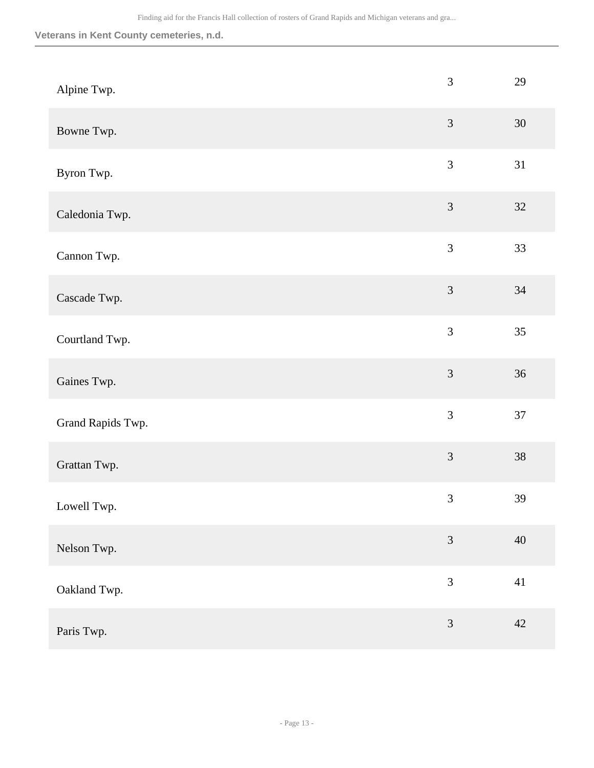**Veterans in Kent County cemeteries, n.d.**

| | | |
|---|---|---|
| Alpine Twp. | 3 | 29 |
| Bowne Twp. | 3 | 30 |
| Byron Twp. | 3 | 31 |
| Caledonia Twp. | 3 | 32 |
| Cannon Twp. | 3 | 33 |
| Cascade Twp. | 3 | 34 |
| Courtland Twp. | 3 | 35 |
| Gaines Twp. | 3 | 36 |
| Grand Rapids Twp. | 3 | 37 |
| Grattan Twp. | 3 | 38 |
| Lowell Twp. | 3 | 39 |
| Nelson Twp. | 3 | 40 |
| Oakland Twp. | 3 | 41 |
| Paris Twp. | 3 | 42 |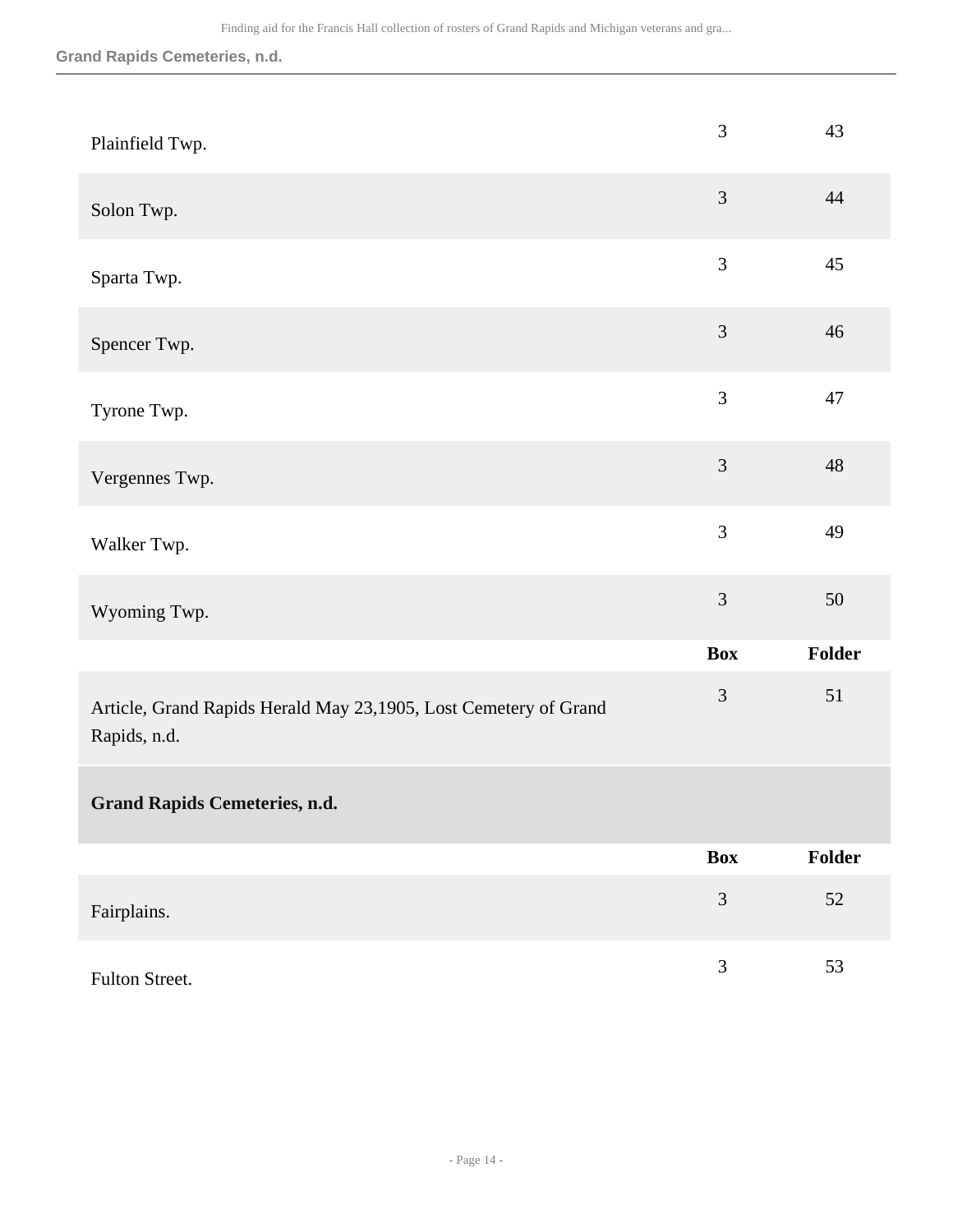| | Box | Folder |
|---|---|---|
| Plainfield Twp. | 3 | 43 |
| Solon Twp. | 3 | 44 |
| Sparta Twp. | 3 | 45 |
| Spencer Twp. | 3 | 46 |
| Tyrone Twp. | 3 | 47 |
| Vergennes Twp. | 3 | 48 |
| Walker Twp. | 3 | 49 |
| Wyoming Twp. | 3 | 50 |

| | Box | Folder |
|---|---|---|
| Article, Grand Rapids Herald May 23,1905, Lost Cemetery of Grand Rapids, n.d. | 3 | 51 |

**Grand Rapids Cemeteries, n.d.**

| | Box | Folder |
|---|---|---|
| Fairplains. | 3 | 52 |
| Fulton Street. | 3 | 53 |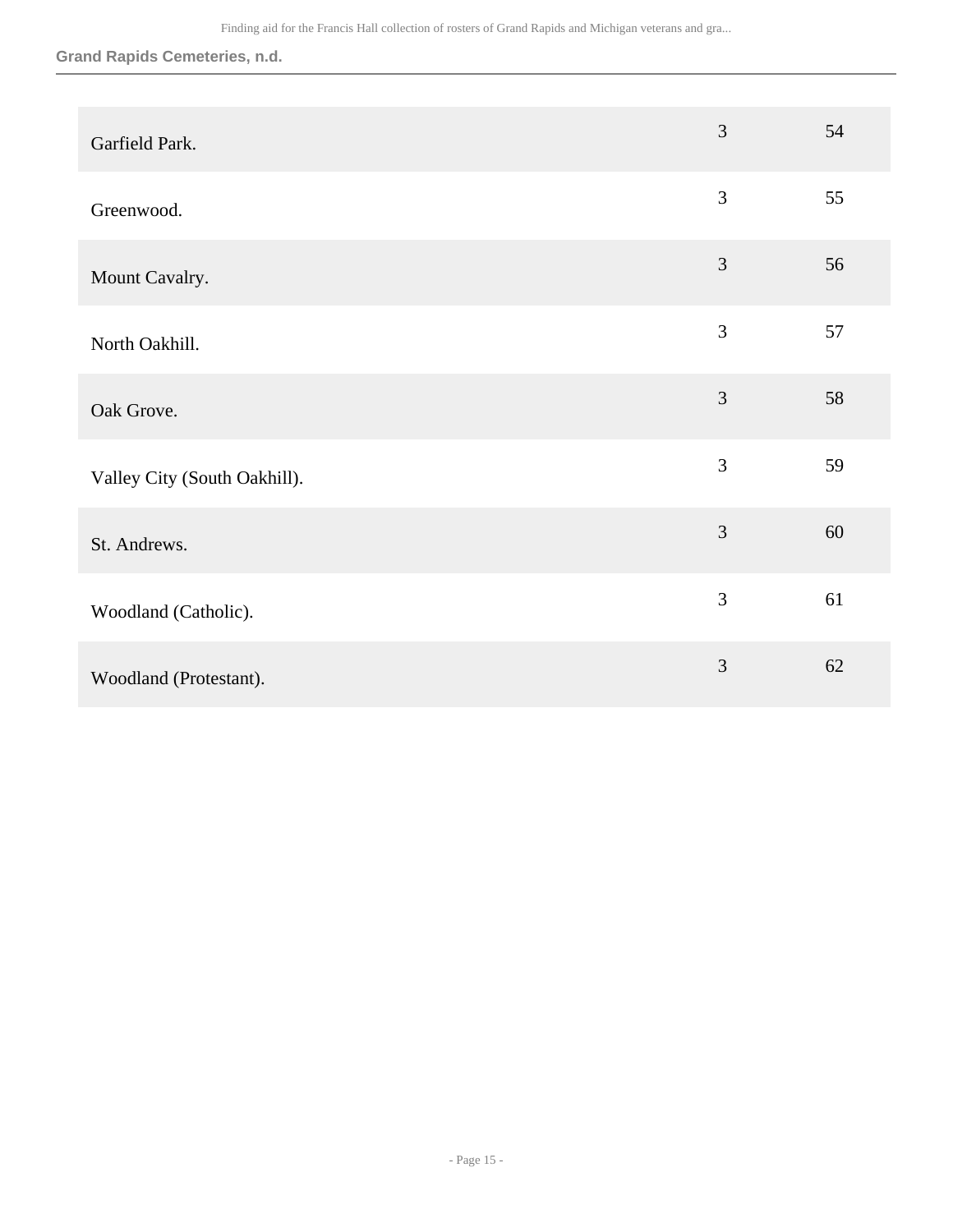| | | |
|---|---|---|
| Garfield Park. | 3 | 54 |
| Greenwood. | 3 | 55 |
| Mount Cavalry. | 3 | 56 |
| North Oakhill. | 3 | 57 |
| Oak Grove. | 3 | 58 |
| Valley City (South Oakhill). | 3 | 59 |
| St. Andrews. | 3 | 60 |
| Woodland (Catholic). | 3 | 61 |
| Woodland (Protestant). | 3 | 62 |